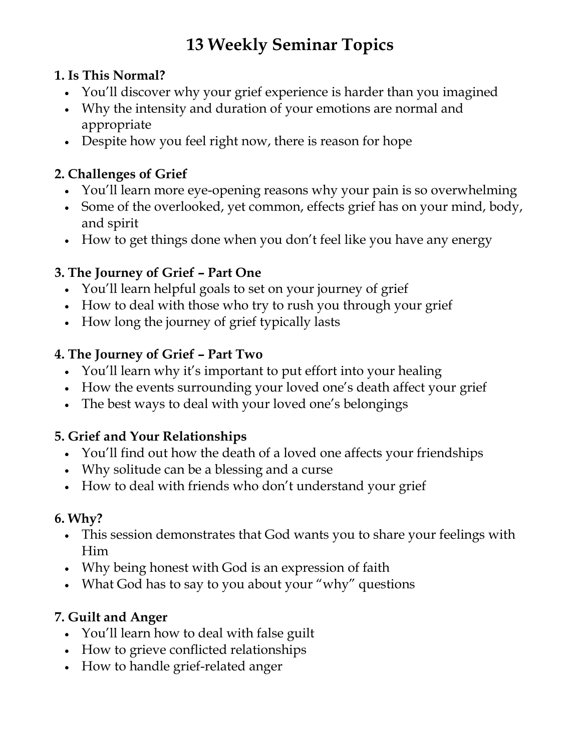# 13 Weekly Seminar Topics

**1. Is This Normal?**

- You'll discover why your grief experience is harder than you imagined
- Why the intensity and duration of your emotions are normal and appropriate
- Despite how you feel right now, there is reason for hope

**2. Challenges of Grief**

- You'll learn more eye-opening reasons why your pain is so overwhelming
- Some of the overlooked, yet common, effects grief has on your mind, body, and spirit
- How to get things done when you don't feel like you have any energy

**3. The Journey of Grief – Part One**

- You'll learn helpful goals to set on your journey of grief
- How to deal with those who try to rush you through your grief
- How long the journey of grief typically lasts

**4. The Journey of Grief – Part Two**

- You'll learn why it's important to put effort into your healing
- How the events surrounding your loved one's death affect your grief
- The best ways to deal with your loved one's belongings

**5. Grief and Your Relationships**

- You'll find out how the death of a loved one affects your friendships
- Why solitude can be a blessing and a curse
- How to deal with friends who don't understand your grief

**6. Why?**

- This session demonstrates that God wants you to share your feelings with Him
- Why being honest with God is an expression of faith
- What God has to say to you about your "why" questions

**7. Guilt and Anger**

- You'll learn how to deal with false guilt
- How to grieve conflicted relationships
- How to handle grief-related anger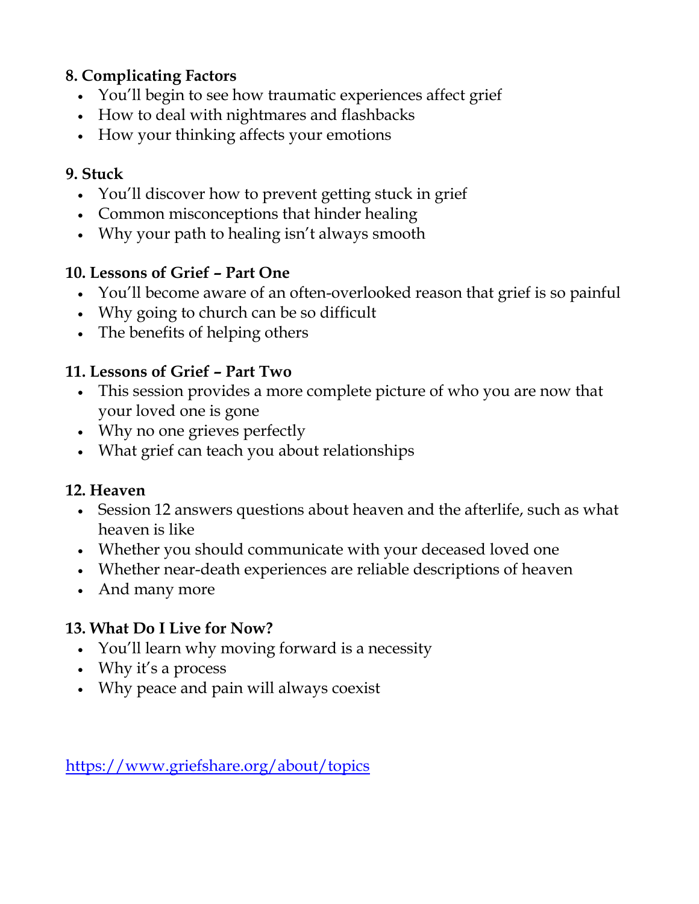**8. Complicating Factors**

- You'll begin to see how traumatic experiences affect grief
- How to deal with nightmares and flashbacks
- How your thinking affects your emotions

**9. Stuck**

- You'll discover how to prevent getting stuck in grief
- Common misconceptions that hinder healing
- Why your path to healing isn't always smooth

**10. Lessons of Grief – Part One**

- You'll become aware of an often-overlooked reason that grief is so painful
- Why going to church can be so difficult
- The benefits of helping others

**11. Lessons of Grief – Part Two**

- This session provides a more complete picture of who you are now that your loved one is gone
- Why no one grieves perfectly
- What grief can teach you about relationships

**12. Heaven**

- Session 12 answers questions about heaven and the afterlife, such as what heaven is like
- Whether you should communicate with your deceased loved one
- Whether near-death experiences are reliable descriptions of heaven
- And many more

**13. What Do I Live for Now?**

- You'll learn why moving forward is a necessity
- Why it's a process
- Why peace and pain will always coexist

https://www.griefshare.org/about/topics